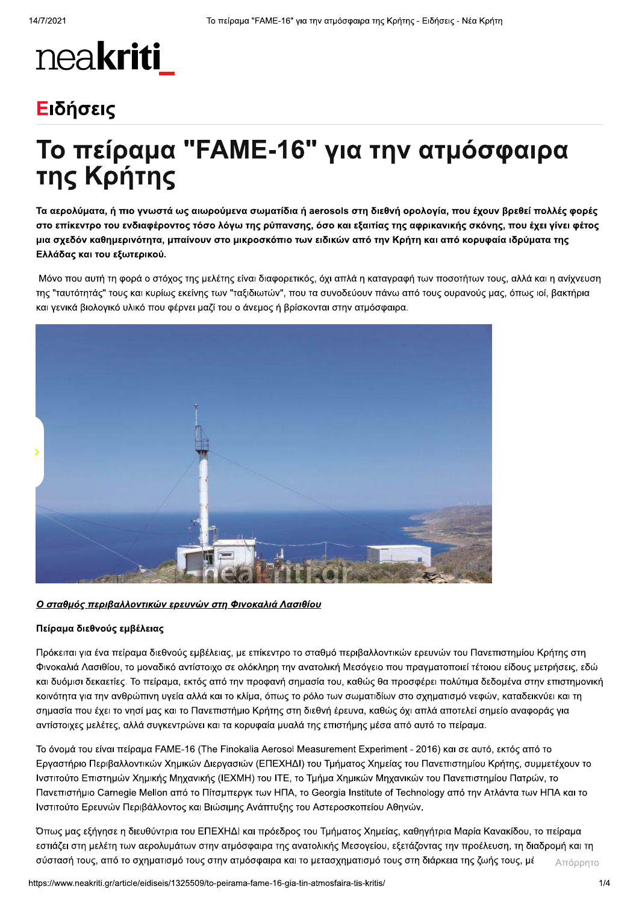neakriti_

## Ειδήσεις

# Το πείραμα "FAME-16" για την ατμόσφαιρα της Κρήτης

**Τα αερολύματα, ή πιο γνωστά ως αιωρούμενα σωματίδια ή aerosols στη διεθνή ορολογία, που έχουν βρεθεί πολλές φορές στο επίκεντρο του ενδιαφέροντος τόσο λόγω της ρύπανσης, όσο και εξαιτίας της αφρικανικής σκόνης, που έχει γίνει φέτος μια σχεδόν καθημερινότητα, μπαίνουν στο μικροσκόπιο των ειδικών από την Κρήτη και από κορυφαία ιδρύματα της Ελλάδας και του εξωτερικού.**

Μόνο που αυτή τη φορά ο στόχος της μελέτης είναι διαφορετικός, όχι απλά η καταγραφή των ποσοτήτων τους, αλλά και η ανίχνευση της "ταυτότητάς" τους και κυρίως εκείνης των "ταξιδιωτών", που τα συνοδεύουν πάνω από τους ουρανούς μας, όπως ιοί, βακτήρια και γενικά βιολογικό υλικό που φέρνει μαζί του ο άνεμος ή βρίσκονται στην ατμόσφαιρα.

***Ο σταθμός περιβαλλοντικών ερευνών στη Φινοκαλιά Λασιθίου***

#### Πείραμα διεθνούς εμβέλειας

Πρόκειται για ένα πείραμα διεθνούς εμβέλειας, με επίκεντρο το σταθμό περιβαλλοντικών ερευνών του Πανεπιστημίου Κρήτης στη Φινοκαλιά Λασιθίου, το μοναδικό αντίστοιχο σε ολόκληρη την ανατολική Μεσόγειο που πραγματοποιεί τέτοιου είδους μετρήσεις, εδώ και δυόμισι δεκαετίες. Το πείραμα, εκτός από την προφανή σημασία του, καθώς θα προσφέρει πολύτιμα δεδομένα στην επιστημονική κοινότητα για την ανθρώπινη υγεία αλλά και το κλίμα, όπως το ρόλο των σωματιδίων στο σχηματισμό νεφών, καταδεικνύει και τη σημασία που έχει το νησί μας και το Πανεπιστήμιο Κρήτης στη διεθνή έρευνα, καθώς όχι απλά αποτελεί σημείο αναφοράς για αντίστοιχες μελέτες, αλλά συγκεντρώνει και τα κορυφαία μυαλά της επιστήμης μέσα από αυτό το πείραμα.

Το όνομά του είναι πείραμα FAME-16 (The Finokalia Aerosol Measurement Experiment - 2016) και σε αυτό, εκτός από το Εργαστήριο Περιβαλλοντικών Χημικών Διεργασιών (ΕΠΕΧΗΔΙ) του Τμήματος Χημείας του Πανεπιστημίου Κρήτης, συμμετέχουν το Ινστιτούτο Επιστημών Χημικής Μηχανικής (ΙΕΧΜΗ) του ΙΤΕ, το Τμήμα Χημικών Μηχανικών του Πανεπιστημίου Πατρών, το Πανεπιστήμιο Carnegie Mellon από το Πίτσμπεργκ των ΗΠΑ, το Georgia Institute of Technology από την Ατλάντα των ΗΠΑ και το Ινστιτούτο Ερευνών Περιβάλλοντος και Βιώσιμης Ανάπτυξης του Αστεροσκοπείου Αθηνών.

Όπως μας εξήγησε η διευθύντρια του ΕΠΕΧΗΔΙ και πρόεδρος του Τμήματος Χημείας, καθηγήτρια Μαρία Κανακίδου, το πείραμα εστιάζει στη μελέτη των αερολυμάτων στην ατμόσφαιρα της ανατολικής Μεσογείου, εξετάζοντας την προέλευση, τη διαδρομή και τη σύστασή τους, από το σχηματισμό τους στην ατμόσφαιρα και το μετασχηματισμό τους στη διάρκεια της ζωής τους, μέ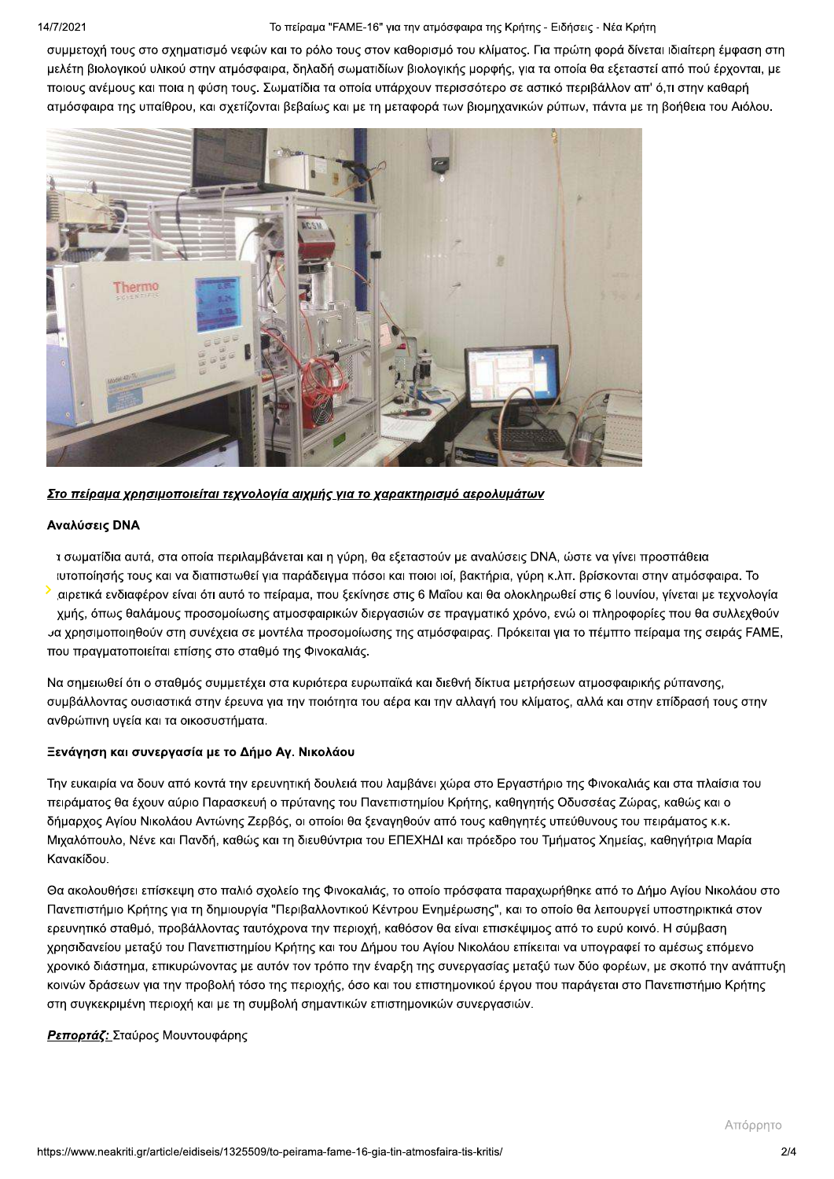συμμετοχή τους στο σχηματισμό νεφών και το ρόλο τους στον καθορισμό του κλίματος. Για πρώτη φορά δίνεται ιδιαίτερη έμφαση στη μελέτη βιολογικού υλικού στην ατμόσφαιρα, δηλαδή σωματιδίων βιολογικής μορφής, για τα οποία θα εξεταστεί από πού έρχονται, με ποιους ανέμους και ποια η φύση τους. Σωματίδια τα οποία υπάρχουν περισσότερο σε αστικό περιβάλλον απ' ό,τι στην καθαρή ατμόσφαιρα της υπαίθρου, και σχετίζονται βεβαίως και με τη μεταφορά των βιομηχανικών ρύπων, πάντα με τη βοήθεια του Αιόλου.

***Στο πείραμα χρησιμοποιείται τεχνολογία αιχμής για τον χαρακτηρισμό αερολυμάτων***

**Αναλύσεις DNA**

α σωματίδια αυτά, στα οποία περιλαμβάνεται και η γύρη, θα εξεταστούν με αναλύσεις DNA, ώστε να γίνει προσπάθεια ιυτοποίησής τους και να διαπιστωθεί για παράδειγμα πόσοι και ποιοι ιοί, βακτήρια, γύρη κ.λπ. βρίσκονται στην ατμόσφαιρα. Το αιρετικά ενδιαφέρον είναι ότι αυτό το πείραμα, που ξεκίνησε στις 6 Μαΐου και θα ολοκληρωθεί στις 6 Ιουνίου, γίνεται με τεχνολογία χμής, όπως θαλάμους προσομοίωσης ατμοσφαιρικών διεργασιών σε πραγματικό χρόνο, ενώ οι πληροφορίες που θα συλλεχθούν α χρησιμοποιηθούν στη συνέχεια σε μοντέλα προσομοίωσης της ατμόσφαιρας. Πρόκειται για το πέμπτο πείραμα της σειράς FAME, που πραγματοποιείται επίσης στο σταθμό της Φινοκαλιάς.

Να σημειωθεί ότι ο σταθμός συμμετέχει στα κυριότερα ευρωπαϊκά και διεθνή δίκτυα μετρήσεων ατμοσφαιρικής ρύπανσης, συμβάλλοντας ουσιαστικά στην έρευνα για την ποιότητα του αέρα και την αλλαγή του κλίματος, αλλά και την επίδρασή τους στην ανθρώπινη υγεία και τα οικοσυστήματα.

**Ξενάγηση και συνεργασία με το Δήμο Αγ. Νικολάου**

Την ευκαιρία να δουν από κοντά την ερευνητική δουλειά που λαμβάνει χώρα στο Εργαστήριο της Φινοκαλιάς και στα πλαίσια του πειράματος θα έχουν αύριο Παρασκευή ο πρύτανης του Πανεπιστημίου Κρήτης, καθηγητής Οδυσσέας Ζώρας, καθώς και ο δήμαρχος Αγίου Νικολάου Αντώνης Ζερβός, οι οποίοι θα ξεναγηθούν από τους καθηγητές υπεύθυνους του πειράματος κ.κ. Μιχαλόπουλο, Νένε και Πανδή, καθώς και τη διευθύντρια του ΕΠΕΧΗΔΙ και πρόεδρο του Τμήματος Χημείας, καθηγήτρια Μαρία Κανακίδου.

Θα ακολουθήσει επίσκεψη στο παλιό σχολείο της Φινοκαλιάς, το οποίο πρόσφατα παραχωρήθηκε από το Δήμο Αγίου Νικολάου στο Πανεπιστήμιο Κρήτης για τη δημιουργία "Περιβαλλοντικού Κέντρου Ενημέρωσης", και το οποίο θα λειτουργεί υποστηρικτικά στον ερευνητικό σταθμό, προβάλλοντας ταυτόχρονα την περιοχή, καθόσον θα είναι επισκέψιμος από το ευρύ κοινό. Η σύμβαση χρησιδανείου μεταξύ του Πανεπιστημίου Κρήτης και του Δήμου του Αγίου Νικολάου επίκειται να υπογραφεί το αμέσως επόμενο χρονικό διάστημα, επικυρώνοντας με αυτόν τον τρόπο την έναρξη της συνεργασίας μεταξύ των δύο φορέων, με σκοπό την ανάπτυξη κοινών δράσεων για την προβολή τόσο της περιοχής, όσο και του επιστημονικού έργου που παράγεται στο Πανεπιστήμιο Κρήτης στη συγκεκριμένη περιοχή και με τη συμβολή σημαντικών επιστημονικών συνεργασιών.

***Ρεπορτάζ:*** Σταύρος Μουντουφάρης

Απόρρητο